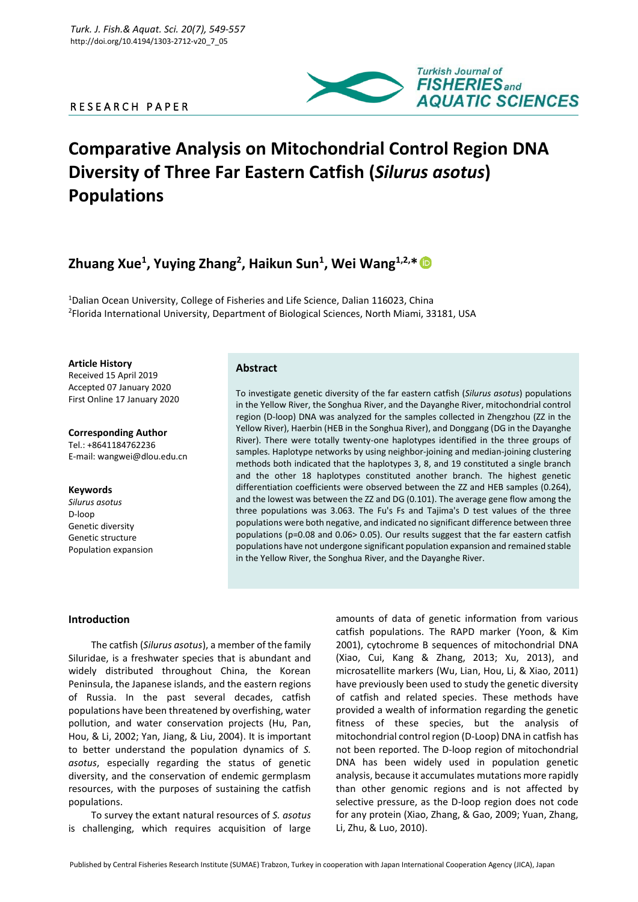RESEARCH PAPER

# Comparative Analysis on Mitochondrial Control Region DNA Diversity of Three Far Eastern Catfish (*Silurus asotus*) Populations

## Zhuang Xue[1], Yuying Zhang[2], Haikun Sun[1], Wei Wang[1,2,*]

[1]Dalian Ocean University, College of Fisheries and Life Science, Dalian 116023, China
[2]Florida International University, Department of Biological Sciences, North Miami, 33181, USA

**Article History**
Received 15 April 2019
Accepted 07 January 2020
First Online 17 January 2020

**Corresponding Author**
Tel.: +8641184762236
E-mail: wangwei@dlou.edu.cn

**Keywords**
*Silurus asotus*
D-loop
Genetic diversity
Genetic structure
Population expansion

### Abstract

To investigate genetic diversity of the far eastern catfish (*Silurus asotus*) populations in the Yellow River, the Songhua River, and the Dayanghe River, mitochondrial control region (D-loop) DNA was analyzed for the samples collected in Zhengzhou (ZZ in the Yellow River), Haerbin (HEB in the Songhua River), and Donggang (DG in the Dayanghe River). There were totally twenty-one haplotypes identified in the three groups of samples. Haplotype networks by using neighbor-joining and median-joining clustering methods both indicated that the haplotypes 3, 8, and 19 constituted a single branch and the other 18 haplotypes constituted another branch. The highest genetic differentiation coefficients were observed between the ZZ and HEB samples (0.264), and the lowest was between the ZZ and DG (0.101). The average gene flow among the three populations was 3.063. The Fu's Fs and Tajima's D test values of the three populations were both negative, and indicated no significant difference between three populations (p=0.08 and 0.06> 0.05). Our results suggest that the far eastern catfish populations have not undergone significant population expansion and remained stable in the Yellow River, the Songhua River, and the Dayanghe River.

### Introduction

The catfish (*Silurus asotus*), a member of the family Siluridae, is a freshwater species that is abundant and widely distributed throughout China, the Korean Peninsula, the Japanese islands, and the eastern regions of Russia. In the past several decades, catfish populations have been threatened by overfishing, water pollution, and water conservation projects (Hu, Pan, Hou, & Li, 2002; Yan, Jiang, & Liu, 2004). It is important to better understand the population dynamics of *S. asotus*, especially regarding the status of genetic diversity, and the conservation of endemic germplasm resources, with the purposes of sustaining the catfish populations.

To survey the extant natural resources of *S. asotus* is challenging, which requires acquisition of large amounts of data of genetic information from various catfish populations. The RAPD marker (Yoon, & Kim 2001), cytochrome B sequences of mitochondrial DNA (Xiao, Cui, Kang & Zhang, 2013; Xu, 2013), and microsatellite markers (Wu, Lian, Hou, Li, & Xiao, 2011) have previously been used to study the genetic diversity of catfish and related species. These methods have provided a wealth of information regarding the genetic fitness of these species, but the analysis of mitochondrial control region (D-Loop) DNA in catfish has not been reported. The D-loop region of mitochondrial DNA has been widely used in population genetic analysis, because it accumulates mutations more rapidly than other genomic regions and is not affected by selective pressure, as the D-loop region does not code for any protein (Xiao, Zhang, & Gao, 2009; Yuan, Zhang, Li, Zhu, & Luo, 2010).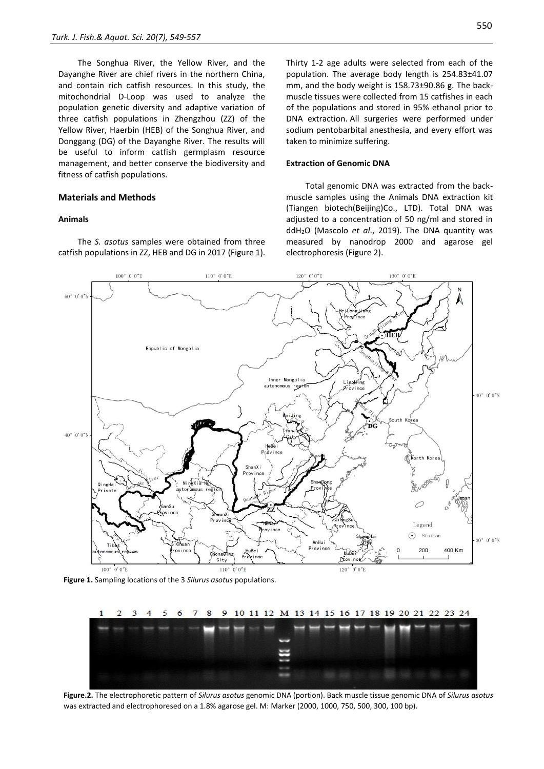The Songhua River, the Yellow River, and the Dayanghe River are chief rivers in the northern China, and contain rich catfish resources. In this study, the mitochondrial D-Loop was used to analyze the population genetic diversity and adaptive variation of three catfish populations in Zhengzhou (ZZ) of the Yellow River, Haerbin (HEB) of the Songhua River, and Donggang (DG) of the Dayanghe River. The results will be useful to inform catfish germplasm resource management, and better conserve the biodiversity and fitness of catfish populations.

## Materials and Methods

### Animals

The *S. asotus* samples were obtained from three catfish populations in ZZ, HEB and DG in 2017 (Figure 1). Thirty 1-2 age adults were selected from each of the population. The average body length is 254.83±41.07 mm, and the body weight is 158.73±90.86 g. The back-muscle tissues were collected from 15 catfishes in each of the populations and stored in 95% ethanol prior to DNA extraction. All surgeries were performed under sodium pentobarbital anesthesia, and every effort was taken to minimize suffering.

### Extraction of Genomic DNA

Total genomic DNA was extracted from the back-muscle samples using the Animals DNA extraction kit (Tiangen biotech(Beijing)Co., LTD). Total DNA was adjusted to a concentration of 50 ng/ml and stored in ddH$_2$O (Mascolo *et al*., 2019). The DNA quantity was measured by nanodrop 2000 and agarose gel electrophoresis (Figure 2).

**Figure 1.** Sampling locations of the 3 *Silurus asotus* populations.

**Figure.2.** The electrophoretic pattern of *Silurus asotus* genomic DNA (portion). Back muscle tissue genomic DNA of *Silurus asotus* was extracted and electrophoresed on a 1.8% agarose gel. M: Marker (2000, 1000, 750, 500, 300, 100 bp).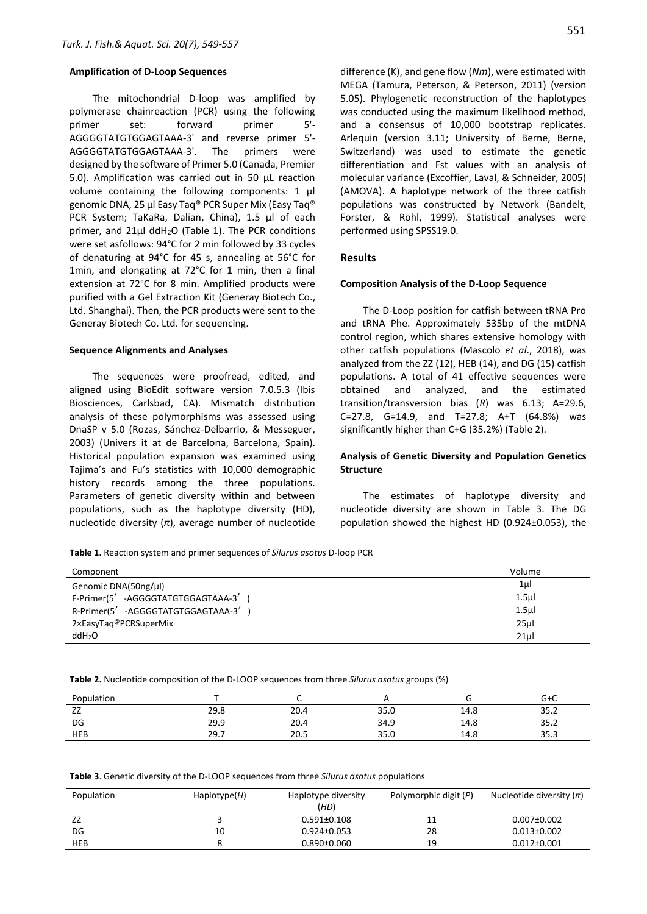**Amplification of D-Loop Sequences**

The mitochondrial D-loop was amplified by polymerase chainreaction (PCR) using the following primer set: forward primer 5'-AGGGGTATGTGGAGTAAA-3' and reverse primer 5'-AGGGGTATGTGGAGTAAA-3'. The primers were designed by the software of Primer 5.0 (Canada, Premier 5.0). Amplification was carried out in 50 µL reaction volume containing the following components: 1 µl genomic DNA, 25 µl Easy Taq® PCR Super Mix (Easy Taq® PCR System; TaKaRa, Dalian, China), 1.5 µl of each primer, and 21µl ddH$_2$O (Table 1). The PCR conditions were set asfollows: 94°C for 2 min followed by 33 cycles of denaturing at 94°C for 45 s, annealing at 56°C for 1min, and elongating at 72°C for 1 min, then a final extension at 72°C for 8 min. Amplified products were purified with a Gel Extraction Kit (Generay Biotech Co., Ltd. Shanghai). Then, the PCR products were sent to the Generay Biotech Co. Ltd. for sequencing.

**Sequence Alignments and Analyses**

The sequences were proofread, edited, and aligned using BioEdit software version 7.0.5.3 (Ibis Biosciences, Carlsbad, CA). Mismatch distribution analysis of these polymorphisms was assessed using DnaSP v 5.0 (Rozas, Sánchez-Delbarrio, & Messeguer, 2003) (Univers it at de Barcelona, Barcelona, Spain). Historical population expansion was examined using Tajima's and Fu's statistics with 10,000 demographic history records among the three populations. Parameters of genetic diversity within and between populations, such as the haplotype diversity (HD), nucleotide diversity ($\pi$), average number of nucleotide difference (K), and gene flow (*Nm*), were estimated with MEGA (Tamura, Peterson, & Peterson, 2011) (version 5.05). Phylogenetic reconstruction of the haplotypes was conducted using the maximum likelihood method, and a consensus of 10,000 bootstrap replicates. Arlequin (version 3.11; University of Berne, Berne, Switzerland) was used to estimate the genetic differentiation and Fst values with an analysis of molecular variance (Excoffier, Laval, & Schneider, 2005) (AMOVA). A haplotype network of the three catfish populations was constructed by Network (Bandelt, Forster, & Röhl, 1999). Statistical analyses were performed using SPSS19.0.

## Results

**Composition Analysis of the D-Loop Sequence**

The D-Loop position for catfish between tRNA Pro and tRNA Phe. Approximately 535bp of the mtDNA control region, which shares extensive homology with other catfish populations (Mascolo *et al*., 2018), was analyzed from the ZZ (12), HEB (14), and DG (15) catfish populations. A total of 41 effective sequences were obtained and analyzed, and the estimated transition/transversion bias (*R*) was 6.13; A=29.6, C=27.8, G=14.9, and T=27.8; A+T (64.8%) was significantly higher than C+G (35.2%) (Table 2).

**Analysis of Genetic Diversity and Population Genetics Structure**

The estimates of haplotype diversity and nucleotide diversity are shown in Table 3. The DG population showed the highest HD (0.924±0.053), the

**Table 1.** Reaction system and primer sequences of *Silurus asotus* D-loop PCR

| Component | Volume |
|---|---|
| Genomic DNA(50ng/µl) | 1µl |
| F-Primer(5′ -AGGGGTATGTGGAGTAAA-3′ ) | 1.5µl |
| R-Primer(5′ -AGGGGTATGTGGAGTAAA-3′ ) | 1.5µl |
| 2×EasyTaq®PCRSuperMix | 25µl |
| ddH$_2$O | 21µl |

**Table 2.** Nucleotide composition of the D-LOOP sequences from three *Silurus asotus* groups (%)

| Population | T | C | A | G | G+C |
|---|---|---|---|---|---|
| ZZ | 29.8 | 20.4 | 35.0 | 14.8 | 35.2 |
| DG | 29.9 | 20.4 | 34.9 | 14.8 | 35.2 |
| HEB | 29.7 | 20.5 | 35.0 | 14.8 | 35.3 |

**Table 3**. Genetic diversity of the D-LOOP sequences from three *Silurus asotus* populations

| Population | Haplotype(*H*) | Haplotype diversity (*HD*) | Polymorphic digit (*P*) | Nucleotide diversity ($\pi$) |
|---|---|---|---|---|
| ZZ | 3 | 0.591±0.108 | 11 | 0.007±0.002 |
| DG | 10 | 0.924±0.053 | 28 | 0.013±0.002 |
| HEB | 8 | 0.890±0.060 | 19 | 0.012±0.001 |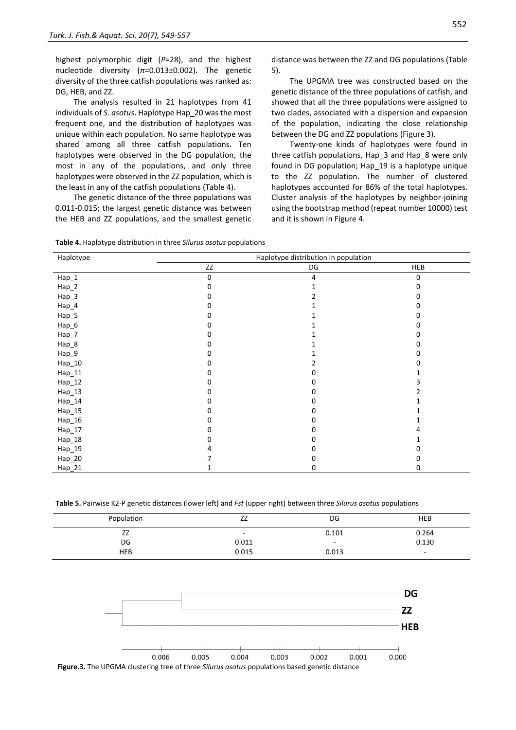highest polymorphic digit (*P*=28), and the highest nucleotide diversity ($\pi$=0.013±0.002). The genetic diversity of the three catfish populations was ranked as: DG, HEB, and ZZ.

The analysis resulted in 21 haplotypes from 41 individuals of *S. asotus*. Haplotype Hap_20 was the most frequent one, and the distribution of haplotypes was unique within each population. No same haplotype was shared among all three catfish populations. Ten haplotypes were observed in the DG population, the most in any of the populations, and only three haplotypes were observed in the ZZ population, which is the least in any of the catfish populations (Table 4).

The genetic distance of the three populations was 0.011-0.015; the largest genetic distance was between the HEB and ZZ populations, and the smallest genetic distance was between the ZZ and DG populations (Table 5).

The UPGMA tree was constructed based on the genetic distance of the three populations of catfish, and showed that all the three populations were assigned to two clades, associated with a dispersion and expansion of the population, indicating the close relationship between the DG and ZZ populations (Figure 3).

Twenty-one kinds of haplotypes were found in three catfish populations, Hap_3 and Hap_8 were only found in DG population; Hap_19 is a haplotype unique to the ZZ population. The number of clustered haplotypes accounted for 86% of the total haplotypes. Cluster analysis of the haplotypes by neighbor-joining using the bootstrap method (repeat number 10000) test and it is shown in Figure 4.

**Table 4.** Haplotype distribution in three *Silurus asotus* populations

| Haplotype | Haplotype distribution in population | | |
|---|---|---|---|
| | ZZ | DG | HEB |
| Hap_1 | 0 | 4 | 0 |
| Hap_2 | 0 | 1 | 0 |
| Hap_3 | 0 | 2 | 0 |
| Hap_4 | 0 | 1 | 0 |
| Hap_5 | 0 | 1 | 0 |
| Hap_6 | 0 | 1 | 0 |
| Hap_7 | 0 | 1 | 0 |
| Hap_8 | 0 | 1 | 0 |
| Hap_9 | 0 | 1 | 0 |
| Hap_10 | 0 | 2 | 0 |
| Hap_11 | 0 | 0 | 1 |
| Hap_12 | 0 | 0 | 3 |
| Hap_13 | 0 | 0 | 2 |
| Hap_14 | 0 | 0 | 1 |
| Hap_15 | 0 | 0 | 1 |
| Hap_16 | 0 | 0 | 1 |
| Hap_17 | 0 | 0 | 4 |
| Hap_18 | 0 | 0 | 1 |
| Hap_19 | 4 | 0 | 0 |
| Hap_20 | 7 | 0 | 0 |
| Hap_21 | 1 | 0 | 0 |

**Table 5.** Pairwise K2-P genetic distances (lower left) and *Fst* (upper right) between three *Silurus asotus* populations

| Population | ZZ | DG | HEB |
|---|---|---|---|
| ZZ | - | 0.101 | 0.264 |
| DG | 0.011 | - | 0.130 |
| HEB | 0.015 | 0.013 | - |

**Figure.3.** The UPGMA clustering tree of three *Silurus asotus* populations based genetic distance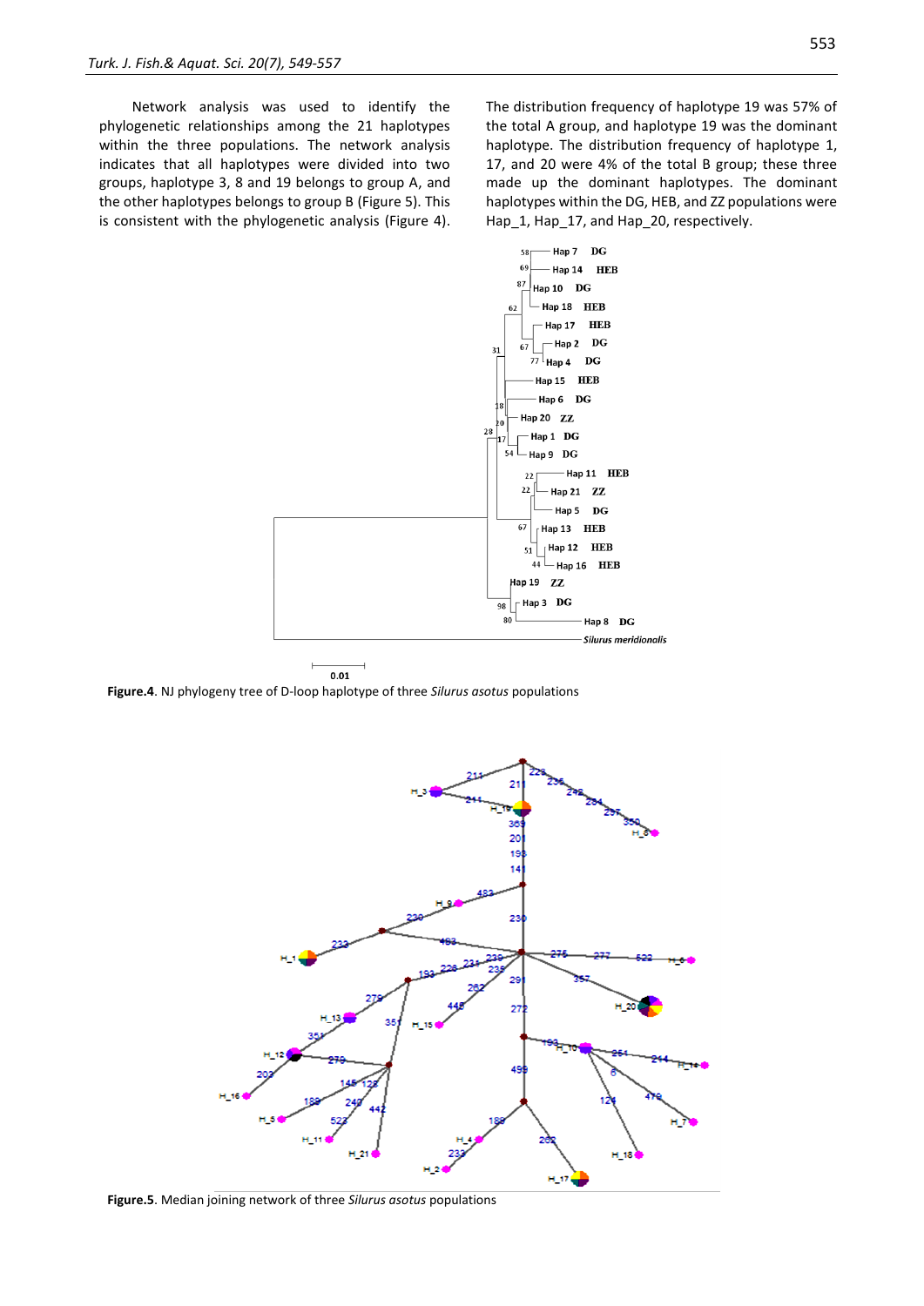Network analysis was used to identify the phylogenetic relationships among the 21 haplotypes within the three populations. The network analysis indicates that all haplotypes were divided into two groups, haplotype 3, 8 and 19 belongs to group A, and the other haplotypes belongs to group B (Figure 5). This is consistent with the phylogenetic analysis (Figure 4). The distribution frequency of haplotype 19 was 57% of the total A group, and haplotype 19 was the dominant haplotype. The distribution frequency of haplotype 1, 17, and 20 were 4% of the total B group; these three made up the dominant haplotypes. The dominant haplotypes within the DG, HEB, and ZZ populations were Hap_1, Hap_17, and Hap_20, respectively.

**Figure.4**. NJ phylogeny tree of D-loop haplotype of three *Silurus asotus* populations

**Figure.5**. Median joining network of three *Silurus asotus* populations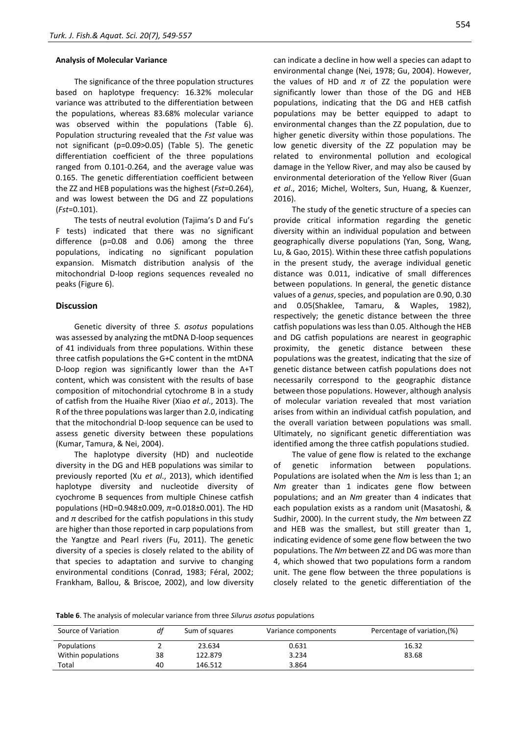**Analysis of Molecular Variance**

The significance of the three population structures based on haplotype frequency: 16.32% molecular variance was attributed to the differentiation between the populations, whereas 83.68% molecular variance was observed within the populations (Table 6). Population structuring revealed that the *Fst* value was not significant (p=0.09>0.05) (Table 5). The genetic differentiation coefficient of the three populations ranged from 0.101-0.264, and the average value was 0.165. The genetic differentiation coefficient between the ZZ and HEB populations was the highest (*Fst*=0.264), and was lowest between the DG and ZZ populations (*Fst*=0.101).

The tests of neutral evolution (Tajima's D and Fu's F tests) indicated that there was no significant difference (p=0.08 and 0.06) among the three populations, indicating no significant population expansion. Mismatch distribution analysis of the mitochondrial D-loop regions sequences revealed no peaks (Figure 6).

## Discussion

Genetic diversity of three *S. asotus* populations was assessed by analyzing the mtDNA D-loop sequences of 41 individuals from three populations. Within these three catfish populations the G+C content in the mtDNA D-loop region was significantly lower than the A+T content, which was consistent with the results of base composition of mitochondrial cytochrome B in a study of catfish from the Huaihe River (Xiao *et al*., 2013). The R of the three populations was larger than 2.0, indicating that the mitochondrial D-loop sequence can be used to assess genetic diversity between these populations (Kumar, Tamura, & Nei, 2004).

The haplotype diversity (HD) and nucleotide diversity in the DG and HEB populations was similar to previously reported (Xu *et al*., 2013), which identified haplotype diversity and nucleotide diversity of cyochrome B sequences from multiple Chinese catfish populations (HD=0.948±0.009, $\pi$=0.018±0.001). The HD and $\pi$ described for the catfish populations in this study are higher than those reported in carp populations from the Yangtze and Pearl rivers (Fu, 2011). The genetic diversity of a species is closely related to the ability of that species to adaptation and survive to changing environmental conditions (Conrad, 1983; Féral, 2002; Frankham, Ballou, & Briscoe, 2002), and low diversity can indicate a decline in how well a species can adapt to environmental change (Nei, 1978; Gu, 2004). However, the values of HD and $\pi$ of ZZ the population were significantly lower than those of the DG and HEB populations, indicating that the DG and HEB catfish populations may be better equipped to adapt to environmental changes than the ZZ population, due to higher genetic diversity within those populations. The low genetic diversity of the ZZ population may be related to environmental pollution and ecological damage in the Yellow River, and may also be caused by environmental deterioration of the Yellow River (Guan *et al*., 2016; Michel, Wolters, Sun, Huang, & Kuenzer, 2016).

The study of the genetic structure of a species can provide critical information regarding the genetic diversity within an individual population and between geographically diverse populations (Yan, Song, Wang, Lu, & Gao, 2015). Within these three catfish populations in the present study, the average individual genetic distance was 0.011, indicative of small differences between populations. In general, the genetic distance values of a *genus*, species, and population are 0.90, 0.30 and 0.05(Shaklee, Tamaru, & Waples, 1982), respectively; the genetic distance between the three catfish populations was less than 0.05. Although the HEB and DG catfish populations are nearest in geographic proximity, the genetic distance between these populations was the greatest, indicating that the size of genetic distance between catfish populations does not necessarily correspond to the geographic distance between those populations. However, although analysis of molecular variance revealed that most variation arises from within an individual catfish population, and the overall variation between populations was small. Ultimately, no significant genetic differentiation was identified among the three catfish populations studied.

The value of gene flow is related to the exchange of genetic information between populations. Populations are isolated when the *Nm* is less than 1; an *Nm* greater than 1 indicates gene flow between populations; and an *Nm* greater than 4 indicates that each population exists as a random unit (Masatoshi, & Sudhir, 2000). In the current study, the *Nm* between ZZ and HEB was the smallest, but still greater than 1, indicating evidence of some gene flow between the two populations. The *Nm* between ZZ and DG was more than 4, which showed that two populations form a random unit. The gene flow between the three populations is closely related to the genetic differentiation of the

**Table 6**. The analysis of molecular variance from three *Silurus asotus* populations

| Source of Variation | *df* | Sum of squares | Variance components | Percentage of variation,(%) |
|---|---|---|---|---|
| Populations | 2 | 23.634 | 0.631 | 16.32 |
| Within populations | 38 | 122.879 | 3.234 | 83.68 |
| Total | 40 | 146.512 | 3.864 | |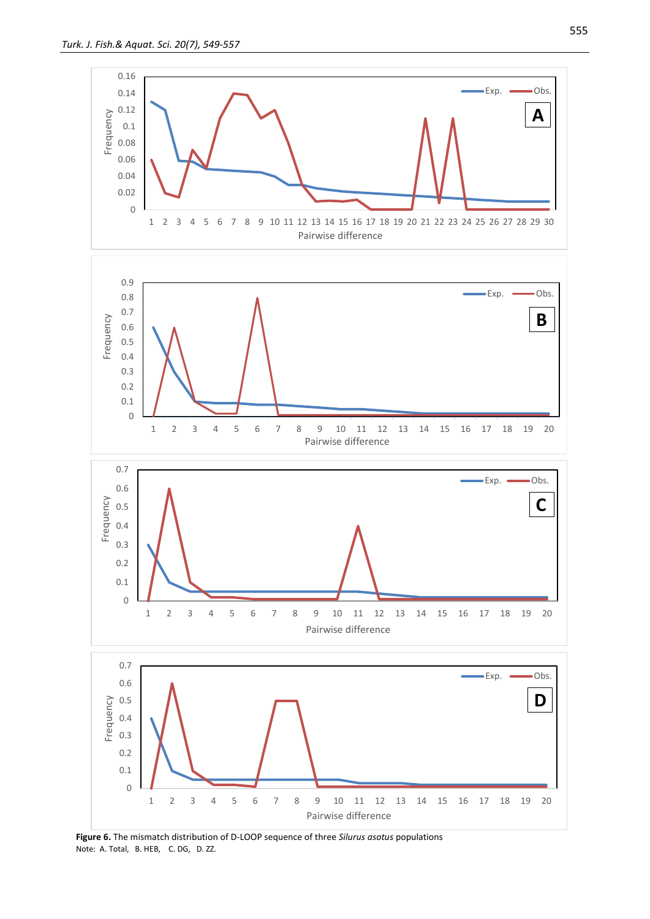**Figure 6.** The mismatch distribution of D-LOOP sequence of three *Silurus asotus* populations

Note: A. Total, B. HEB, C. DG, D. ZZ.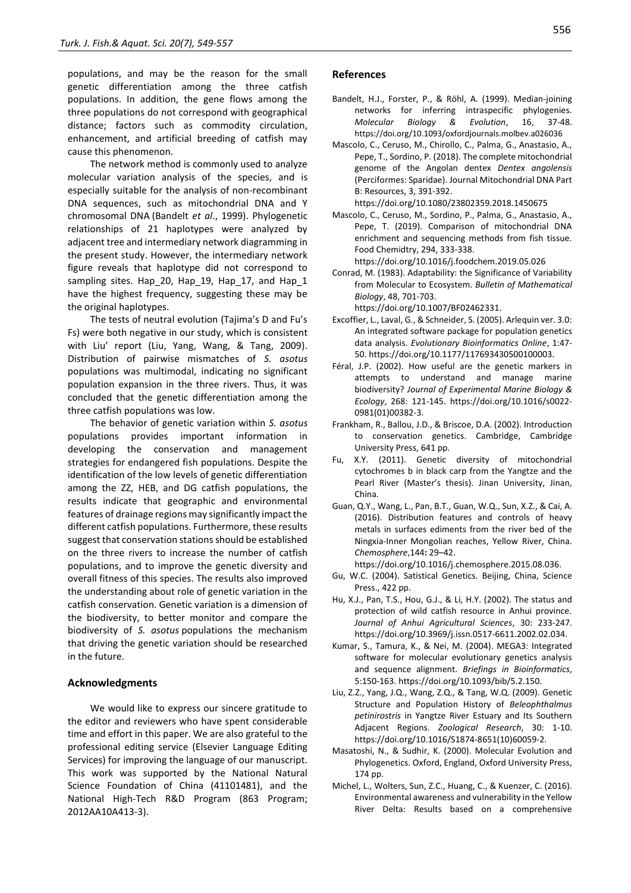populations, and may be the reason for the small genetic differentiation among the three catfish populations. In addition, the gene flows among the three populations do not correspond with geographical distance; factors such as commodity circulation, enhancement, and artificial breeding of catfish may cause this phenomenon.

The network method is commonly used to analyze molecular variation analysis of the species, and is especially suitable for the analysis of non-recombinant DNA sequences, such as mitochondrial DNA and Y chromosomal DNA (Bandelt *et al*., 1999). Phylogenetic relationships of 21 haplotypes were analyzed by adjacent tree and intermediary network diagramming in the present study. However, the intermediary network figure reveals that haplotype did not correspond to sampling sites. Hap_20, Hap_19, Hap_17, and Hap_1 have the highest frequency, suggesting these may be the original haplotypes.

The tests of neutral evolution (Tajima's D and Fu's Fs) were both negative in our study, which is consistent with Liu' report (Liu, Yang, Wang, & Tang, 2009). Distribution of pairwise mismatches of *S. asotus* populations was multimodal, indicating no significant population expansion in the three rivers. Thus, it was concluded that the genetic differentiation among the three catfish populations was low.

The behavior of genetic variation within *S. asotus* populations provides important information in developing the conservation and management strategies for endangered fish populations. Despite the identification of the low levels of genetic differentiation among the ZZ, HEB, and DG catfish populations, the results indicate that geographic and environmental features of drainage regions may significantly impact the different catfish populations. Furthermore, these results suggest that conservation stations should be established on the three rivers to increase the number of catfish populations, and to improve the genetic diversity and overall fitness of this species. The results also improved the understanding about role of genetic variation in the catfish conservation. Genetic variation is a dimension of the biodiversity, to better monitor and compare the biodiversity of *S. asotus* populations the mechanism that driving the genetic variation should be researched in the future.

## Acknowledgments

We would like to express our sincere gratitude to the editor and reviewers who have spent considerable time and effort in this paper. We are also grateful to the professional editing service (Elsevier Language Editing Services) for improving the language of our manuscript. This work was supported by the National Natural Science Foundation of China (41101481), and the National High-Tech R&D Program (863 Program; 2012AA10A413-3).

## References

Bandelt, H.J., Forster, P., & Röhl, A. (1999). Median-joining networks for inferring intraspecific phylogenies. *Molecular Biology & Evolution*, 16, 37-48. https://doi.org/10.1093/oxfordjournals.molbev.a026036

Mascolo, C., Ceruso, M., Chirollo, C., Palma, G., Anastasio, A., Pepe, T., Sordino, P. (2018). The complete mitochondrial genome of the Angolan dentex *Dentex angolensis* (Perciformes: Sparidae). Journal Mitochondrial DNA Part B: Resources, 3, 391-392. https://doi.org/10.1080/23802359.2018.1450675

Mascolo, C., Ceruso, M., Sordino, P., Palma, G., Anastasio, A., Pepe, T. (2019). Comparison of mitochondrial DNA enrichment and sequencing methods from fish tissue. Food Chemidtry, 294, 333-338. https://doi.org/10.1016/j.foodchem.2019.05.026

Conrad, M. (1983). Adaptability: the Significance of Variability from Molecular to Ecosystem. *Bulletin of Mathematical Biology*, 48, 701-703. https://doi.org/10.1007/BF02462331.

Excoffier, L., Laval, G., & Schneider, S. (2005). Arlequin ver. 3.0: An integrated software package for population genetics data analysis. *Evolutionary Bioinformatics Online*, 1:47-50. https://doi.org/10.1177/117693430500100003.

Féral, J.P. (2002). How useful are the genetic markers in attempts to understand and manage marine biodiversity? *Journal of Experimental Marine Biology & Ecology*, 268: 121-145. https://doi.org/10.1016/s0022-0981(01)00382-3.

Frankham, R., Ballou, J.D., & Briscoe, D.A. (2002). Introduction to conservation genetics. Cambridge, Cambridge University Press, 641 pp.

Fu, X.Y. (2011). Genetic diversity of mitochondrial cytochromes b in black carp from the Yangtze and the Pearl River (Master's thesis). Jinan University, Jinan, China.

Guan, Q.Y., Wang, L., Pan, B.T., Guan, W.Q., Sun, X.Z., & Cai, A. (2016). Distribution features and controls of heavy metals in surfaces ediments from the river bed of the Ningxia-Inner Mongolian reaches, Yellow River, China. *Chemosphere*,144**:** 29–42. https://doi.org/10.1016/j.chemosphere.2015.08.036.

Gu, W.C. (2004). Satistical Genetics. Beijing, China, Science Press., 422 pp.

Hu, X.J., Pan, T.S., Hou, G.J., & Li, H.Y. (2002). The status and protection of wild catfish resource in Anhui province. *Journal of Anhui Agricultural Sciences*, 30: 233-247. https://doi.org/10.3969/j.issn.0517-6611.2002.02.034.

Kumar, S., Tamura, K., & Nei, M. (2004). MEGA3: Integrated software for molecular evolutionary genetics analysis and sequence alignment. *Briefings in Bioinformatics*, 5:150-163. https://doi.org/10.1093/bib/5.2.150.

Liu, Z.Z., Yang, J.Q., Wang, Z.Q., & Tang, W.Q. (2009). Genetic Structure and Population History of *Beleophthalmus petinirostris* in Yangtze River Estuary and Its Southern Adjacent Regions. *Zoological Research*, 30: 1-10. https://doi.org/10.1016/S1874-8651(10)60059-2.

Masatoshi, N., & Sudhir, K. (2000). Molecular Evolution and Phylogenetics. Oxford, England, Oxford University Press, 174 pp.

Michel, L., Wolters, Sun, Z.C., Huang, C., & Kuenzer, C. (2016). Environmental awareness and vulnerability in the Yellow River Delta: Results based on a comprehensive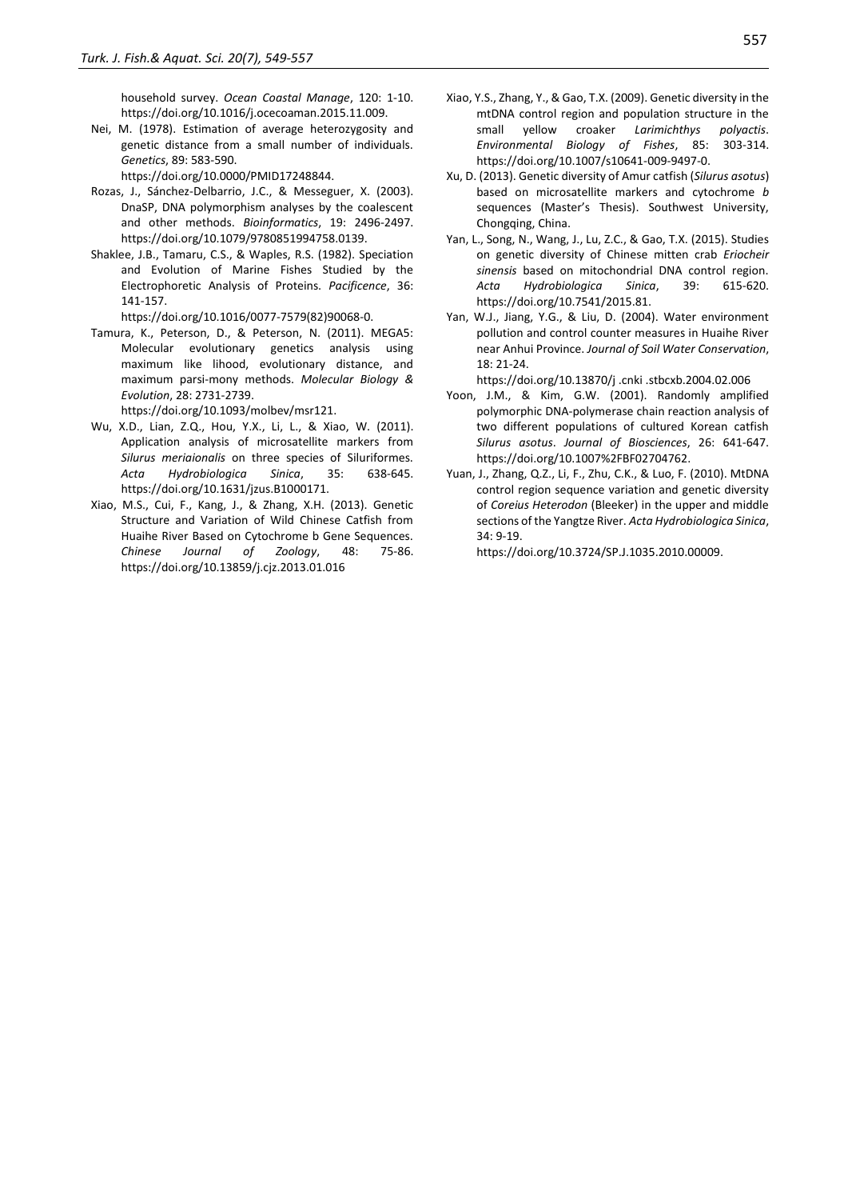household survey. *Ocean Coastal Manage*, 120: 1-10. https://doi.org/10.1016/j.ocecoaman.2015.11.009.

Nei, M. (1978). Estimation of average heterozygosity and genetic distance from a small number of individuals. *Genetics*, 89: 583-590. https://doi.org/10.0000/PMID17248844.

Rozas, J., Sánchez-Delbarrio, J.C., & Messeguer, X. (2003). DnaSP, DNA polymorphism analyses by the coalescent and other methods. *Bioinformatics*, 19: 2496-2497. https://doi.org/10.1079/9780851994758.0139.

Shaklee, J.B., Tamaru, C.S., & Waples, R.S. (1982). Speciation and Evolution of Marine Fishes Studied by the Electrophoretic Analysis of Proteins. *Pacificence*, 36: 141-157. https://doi.org/10.1016/0077-7579(82)90068-0.

Tamura, K., Peterson, D., & Peterson, N. (2011). MEGA5: Molecular evolutionary genetics analysis using maximum like lihood, evolutionary distance, and maximum parsi-mony methods. *Molecular Biology & Evolution*, 28: 2731-2739. https://doi.org/10.1093/molbev/msr121.

Wu, X.D., Lian, Z.Q., Hou, Y.X., Li, L., & Xiao, W. (2011). Application analysis of microsatellite markers from *Silurus meriaionalis* on three species of Siluriformes. *Acta Hydrobiologica Sinica*, 35: 638-645. https://doi.org/10.1631/jzus.B1000171.

Xiao, M.S., Cui, F., Kang, J., & Zhang, X.H. (2013). Genetic Structure and Variation of Wild Chinese Catfish from Huaihe River Based on Cytochrome b Gene Sequences. *Chinese Journal of Zoology*, 48: 75-86. https://doi.org/10.13859/j.cjz.2013.01.016

Xiao, Y.S., Zhang, Y., & Gao, T.X. (2009). Genetic diversity in the mtDNA control region and population structure in the small yellow croaker *Larimichthys polyactis*. *Environmental Biology of Fishes*, 85: 303-314. https://doi.org/10.1007/s10641-009-9497-0.

Xu, D. (2013). Genetic diversity of Amur catfish (*Silurus asotus*) based on microsatellite markers and cytochrome *b* sequences (Master's Thesis). Southwest University, Chongqing, China.

Yan, L., Song, N., Wang, J., Lu, Z.C., & Gao, T.X. (2015). Studies on genetic diversity of Chinese mitten crab *Eriocheir sinensis* based on mitochondrial DNA control region. *Acta Hydrobiologica Sinica*, 39: 615-620. https://doi.org/10.7541/2015.81.

Yan, W.J., Jiang, Y.G., & Liu, D. (2004). Water environment pollution and control counter measures in Huaihe River near Anhui Province. *Journal of Soil Water Conservation*, 18: 21-24. https://doi.org/10.13870/j .cnki .stbcxb.2004.02.006

Yoon, J.M., & Kim, G.W. (2001). Randomly amplified polymorphic DNA-polymerase chain reaction analysis of two different populations of cultured Korean catfish *Silurus asotus*. *Journal of Biosciences*, 26: 641-647. https://doi.org/10.1007%2FBF02704762.

Yuan, J., Zhang, Q.Z., Li, F., Zhu, C.K., & Luo, F. (2010). MtDNA control region sequence variation and genetic diversity of *Coreius Heterodon* (Bleeker) in the upper and middle sections of the Yangtze River. *Acta Hydrobiologica Sinica*, 34: 9-19. https://doi.org/10.3724/SP.J.1035.2010.00009.